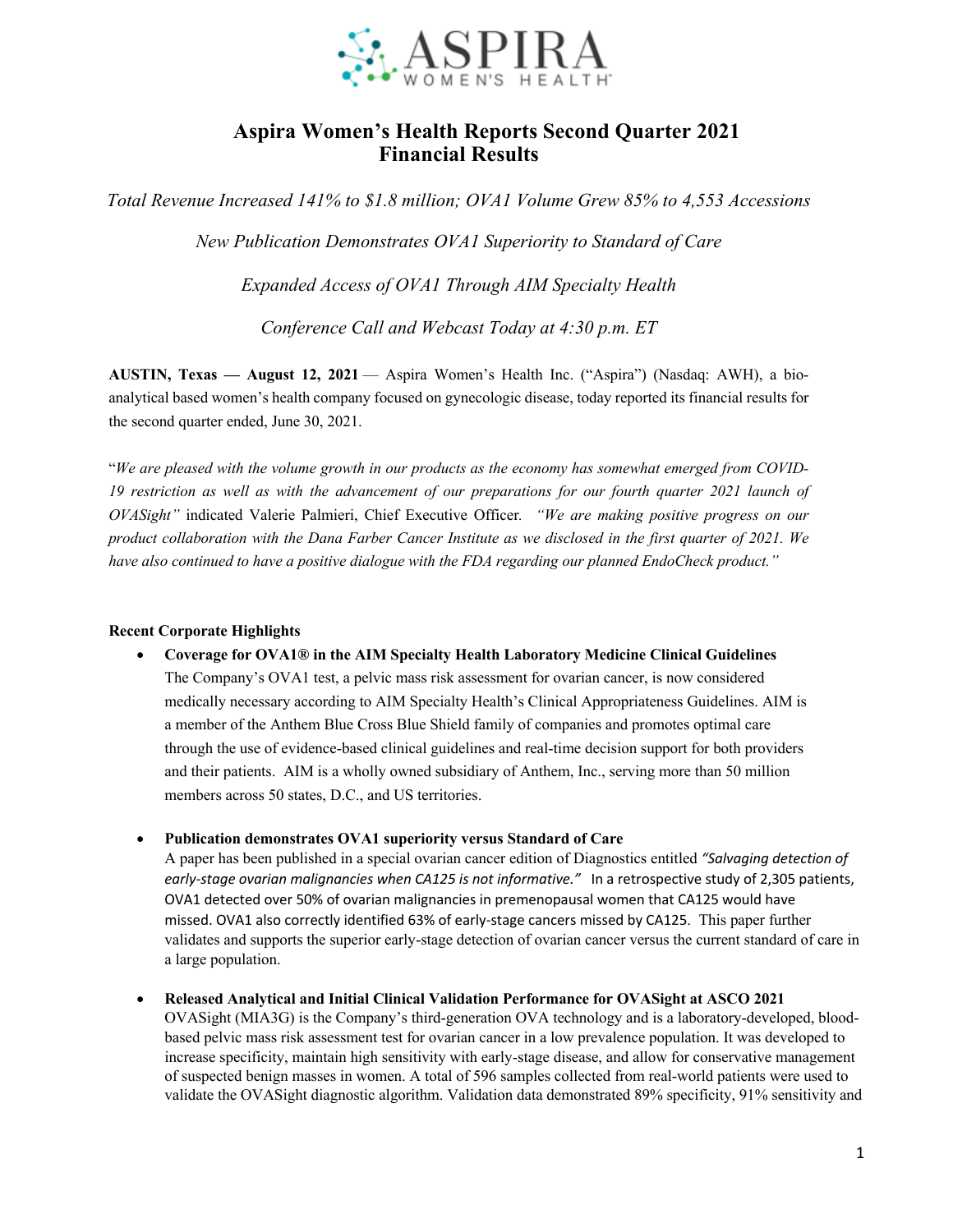# Aspira Women's Health Reports Second Quarter 2021 Financial Results

*Total Revenue Increased 141% to $1.8 million; OVA1 Volume Grew 85% to 4,553 Accessions*

*New Publication Demonstrates OVA1 Superiority to Standard of Care*

*Expanded Access of OVA1 Through AIM Specialty Health*

*Conference Call and Webcast Today at 4:30 p.m. ET*

**AUSTIN, Texas — August 12, 2021** — Aspira Women's Health Inc. ("Aspira") (Nasdaq: AWH), a bio-analytical based women's health company focused on gynecologic disease, today reported its financial results for the second quarter ended, June 30, 2021.

"*We are pleased with the volume growth in our products as the economy has somewhat emerged from COVID-19 restriction as well as with the advancement of our preparations for our fourth quarter 2021 launch of OVASight"* indicated Valerie Palmieri, Chief Executive Officer. *"We are making positive progress on our product collaboration with the Dana Farber Cancer Institute as we disclosed in the first quarter of 2021. We have also continued to have a positive dialogue with the FDA regarding our planned EndoCheck product."*

**Recent Corporate Highlights**

- **Coverage for OVA1® in the AIM Specialty Health Laboratory Medicine Clinical Guidelines**
  The Company's OVA1 test, a pelvic mass risk assessment for ovarian cancer, is now considered medically necessary according to AIM Specialty Health's Clinical Appropriateness Guidelines. AIM is a member of the Anthem Blue Cross Blue Shield family of companies and promotes optimal care through the use of evidence-based clinical guidelines and real-time decision support for both providers and their patients. AIM is a wholly owned subsidiary of Anthem, Inc., serving more than 50 million members across 50 states, D.C., and US territories.

- **Publication demonstrates OVA1 superiority versus Standard of Care**
  A paper has been published in a special ovarian cancer edition of Diagnostics entitled *"Salvaging detection of early-stage ovarian malignancies when CA125 is not informative."* In a retrospective study of 2,305 patients, OVA1 detected over 50% of ovarian malignancies in premenopausal women that CA125 would have missed. OVA1 also correctly identified 63% of early-stage cancers missed by CA125. This paper further validates and supports the superior early-stage detection of ovarian cancer versus the current standard of care in a large population.

- **Released Analytical and Initial Clinical Validation Performance for OVASight at ASCO 2021**
  OVASight (MIA3G) is the Company's third-generation OVA technology and is a laboratory-developed, blood-based pelvic mass risk assessment test for ovarian cancer in a low prevalence population. It was developed to increase specificity, maintain high sensitivity with early-stage disease, and allow for conservative management of suspected benign masses in women. A total of 596 samples collected from real-world patients were used to validate the OVASight diagnostic algorithm. Validation data demonstrated 89% specificity, 91% sensitivity and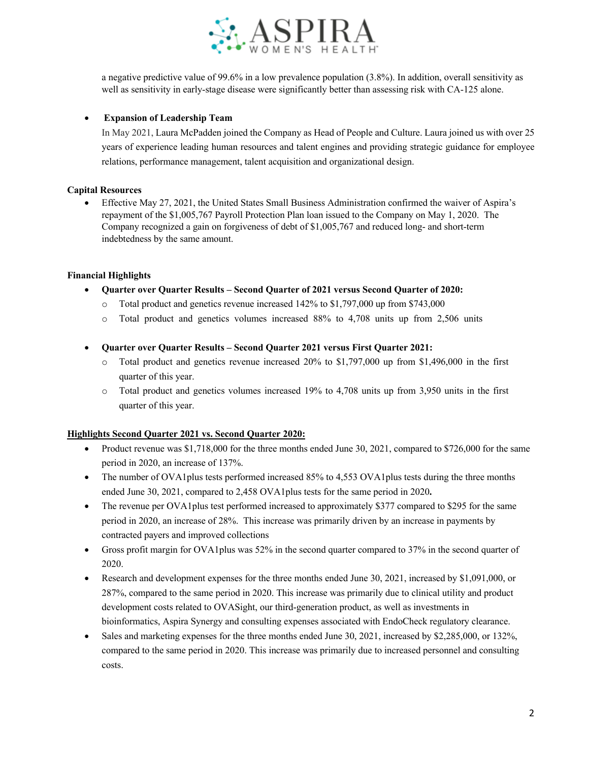a negative predictive value of 99.6% in a low prevalence population (3.8%). In addition, overall sensitivity as well as sensitivity in early-stage disease were significantly better than assessing risk with CA-125 alone.

- **Expansion of Leadership Team**

  In May 2021, Laura McPadden joined the Company as Head of People and Culture. Laura joined us with over 25 years of experience leading human resources and talent engines and providing strategic guidance for employee relations, performance management, talent acquisition and organizational design.

**Capital Resources**

- Effective May 27, 2021, the United States Small Business Administration confirmed the waiver of Aspira's repayment of the $1,005,767 Payroll Protection Plan loan issued to the Company on May 1, 2020. The Company recognized a gain on forgiveness of debt of $1,005,767 and reduced long- and short-term indebtedness by the same amount.

**Financial Highlights**

- **Quarter over Quarter Results – Second Quarter of 2021 versus Second Quarter of 2020:**
  - Total product and genetics revenue increased 142% to $1,797,000 up from $743,000
  - Total product and genetics volumes increased 88% to 4,708 units up from 2,506 units

- **Quarter over Quarter Results – Second Quarter 2021 versus First Quarter 2021:**
  - Total product and genetics revenue increased 20% to $1,797,000 up from $1,496,000 in the first quarter of this year.
  - Total product and genetics volumes increased 19% to 4,708 units up from 3,950 units in the first quarter of this year.

**Highlights Second Quarter 2021 vs. Second Quarter 2020:**

- Product revenue was $1,718,000 for the three months ended June 30, 2021, compared to $726,000 for the same period in 2020, an increase of 137%.
- The number of OVA1plus tests performed increased 85% to 4,553 OVA1plus tests during the three months ended June 30, 2021, compared to 2,458 OVA1plus tests for the same period in 2020**.**
- The revenue per OVA1plus test performed increased to approximately $377 compared to $295 for the same period in 2020, an increase of 28%. This increase was primarily driven by an increase in payments by contracted payers and improved collections
- Gross profit margin for OVA1plus was 52% in the second quarter compared to 37% in the second quarter of 2020.
- Research and development expenses for the three months ended June 30, 2021, increased by $1,091,000, or 287%, compared to the same period in 2020. This increase was primarily due to clinical utility and product development costs related to OVASight, our third-generation product, as well as investments in bioinformatics, Aspira Synergy and consulting expenses associated with EndoCheck regulatory clearance.
- Sales and marketing expenses for the three months ended June 30, 2021, increased by $2,285,000, or 132%, compared to the same period in 2020. This increase was primarily due to increased personnel and consulting costs.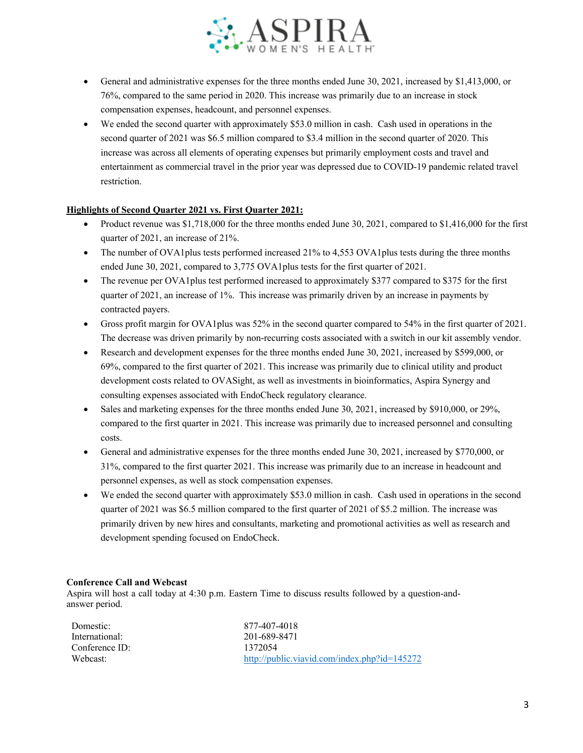- General and administrative expenses for the three months ended June 30, 2021, increased by $1,413,000, or 76%, compared to the same period in 2020. This increase was primarily due to an increase in stock compensation expenses, headcount, and personnel expenses.
- We ended the second quarter with approximately $53.0 million in cash. Cash used in operations in the second quarter of 2021 was $6.5 million compared to $3.4 million in the second quarter of 2020. This increase was across all elements of operating expenses but primarily employment costs and travel and entertainment as commercial travel in the prior year was depressed due to COVID-19 pandemic related travel restriction.

**Highlights of Second Quarter 2021 vs. First Quarter 2021:**

- Product revenue was $1,718,000 for the three months ended June 30, 2021, compared to $1,416,000 for the first quarter of 2021, an increase of 21%.
- The number of OVA1plus tests performed increased 21% to 4,553 OVA1plus tests during the three months ended June 30, 2021, compared to 3,775 OVA1plus tests for the first quarter of 2021.
- The revenue per OVA1plus test performed increased to approximately $377 compared to $375 for the first quarter of 2021, an increase of 1%. This increase was primarily driven by an increase in payments by contracted payers.
- Gross profit margin for OVA1plus was 52% in the second quarter compared to 54% in the first quarter of 2021. The decrease was driven primarily by non-recurring costs associated with a switch in our kit assembly vendor.
- Research and development expenses for the three months ended June 30, 2021, increased by $599,000, or 69%, compared to the first quarter of 2021. This increase was primarily due to clinical utility and product development costs related to OVASight, as well as investments in bioinformatics, Aspira Synergy and consulting expenses associated with EndoCheck regulatory clearance.
- Sales and marketing expenses for the three months ended June 30, 2021, increased by $910,000, or 29%, compared to the first quarter in 2021. This increase was primarily due to increased personnel and consulting costs.
- General and administrative expenses for the three months ended June 30, 2021, increased by $770,000, or 31%, compared to the first quarter 2021. This increase was primarily due to an increase in headcount and personnel expenses, as well as stock compensation expenses.
- We ended the second quarter with approximately $53.0 million in cash. Cash used in operations in the second quarter of 2021 was $6.5 million compared to the first quarter of 2021 of $5.2 million. The increase was primarily driven by new hires and consultants, marketing and promotional activities as well as research and development spending focused on EndoCheck.

**Conference Call and Webcast**

Aspira will host a call today at 4:30 p.m. Eastern Time to discuss results followed by a question-and-answer period.

| | |
|---|---|
| Domestic: | 877-407-4018 |
| International: | 201-689-8471 |
| Conference ID: | 1372054 |
| Webcast: | http://public.viavid.com/index.php?id=145272 |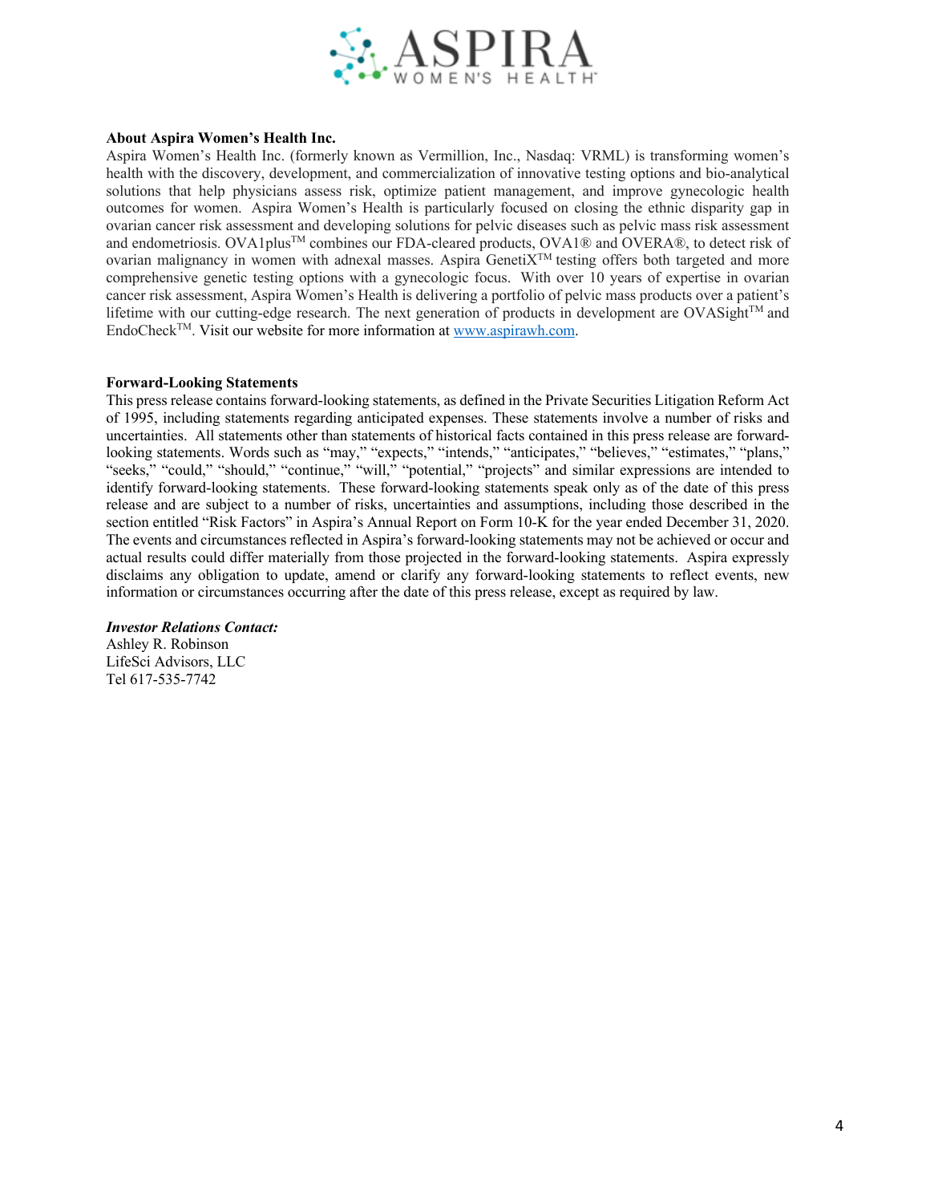**About Aspira Women's Health Inc.**

Aspira Women's Health Inc. (formerly known as Vermillion, Inc., Nasdaq: VRML) is transforming women's health with the discovery, development, and commercialization of innovative testing options and bio-analytical solutions that help physicians assess risk, optimize patient management, and improve gynecologic health outcomes for women. Aspira Women's Health is particularly focused on closing the ethnic disparity gap in ovarian cancer risk assessment and developing solutions for pelvic diseases such as pelvic mass risk assessment and endometriosis. OVA1plus™ combines our FDA-cleared products, OVA1® and OVERA®, to detect risk of ovarian malignancy in women with adnexal masses. Aspira GenetiX™ testing offers both targeted and more comprehensive genetic testing options with a gynecologic focus. With over 10 years of expertise in ovarian cancer risk assessment, Aspira Women's Health is delivering a portfolio of pelvic mass products over a patient's lifetime with our cutting-edge research. The next generation of products in development are OVASight™ and EndoCheck™. Visit our website for more information at [www.aspirawh.com](http://www.aspirawh.com).

**Forward-Looking Statements**

This press release contains forward-looking statements, as defined in the Private Securities Litigation Reform Act of 1995, including statements regarding anticipated expenses. These statements involve a number of risks and uncertainties. All statements other than statements of historical facts contained in this press release are forward-looking statements. Words such as "may," "expects," "intends," "anticipates," "believes," "estimates," "plans," "seeks," "could," "should," "continue," "will," "potential," "projects" and similar expressions are intended to identify forward-looking statements. These forward-looking statements speak only as of the date of this press release and are subject to a number of risks, uncertainties and assumptions, including those described in the section entitled "Risk Factors" in Aspira's Annual Report on Form 10-K for the year ended December 31, 2020. The events and circumstances reflected in Aspira's forward-looking statements may not be achieved or occur and actual results could differ materially from those projected in the forward-looking statements. Aspira expressly disclaims any obligation to update, amend or clarify any forward-looking statements to reflect events, new information or circumstances occurring after the date of this press release, except as required by law.

***Investor Relations Contact:***

Ashley R. Robinson  
LifeSci Advisors, LLC  
Tel 617-535-7742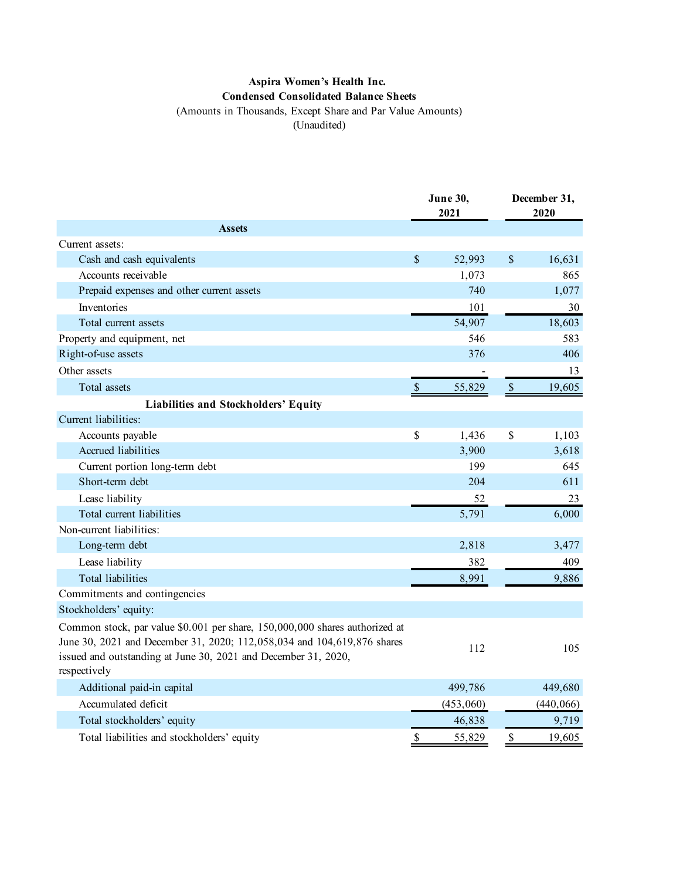**Aspira Women's Health Inc.**
**Condensed Consolidated Balance Sheets**
(Amounts in Thousands, Except Share and Par Value Amounts)
(Unaudited)

| | June 30, 2021 | December 31, 2020 |
|---|---|---|
| **Assets** | | |
| Current assets: | | |
| Cash and cash equivalents | $ 52,993 | $ 16,631 |
| Accounts receivable | 1,073 | 865 |
| Prepaid expenses and other current assets | 740 | 1,077 |
| Inventories | 101 | 30 |
| Total current assets | 54,907 | 18,603 |
| Property and equipment, net | 546 | 583 |
| Right-of-use assets | 376 | 406 |
| Other assets | - | 13 |
| Total assets | $ 55,829 | $ 19,605 |
| **Liabilities and Stockholders' Equity** | | |
| Current liabilities: | | |
| Accounts payable | $ 1,436 | $ 1,103 |
| Accrued liabilities | 3,900 | 3,618 |
| Current portion long-term debt | 199 | 645 |
| Short-term debt | 204 | 611 |
| Lease liability | 52 | 23 |
| Total current liabilities | 5,791 | 6,000 |
| Non-current liabilities: | | |
| Long-term debt | 2,818 | 3,477 |
| Lease liability | 382 | 409 |
| Total liabilities | 8,991 | 9,886 |
| Commitments and contingencies | | |
| Stockholders' equity: | | |
| Common stock, par value $0.001 per share, 150,000,000 shares authorized at June 30, 2021 and December 31, 2020; 112,058,034 and 104,619,876 shares issued and outstanding at June 30, 2021 and December 31, 2020, respectively | 112 | 105 |
| Additional paid-in capital | 499,786 | 449,680 |
| Accumulated deficit | (453,060) | (440,066) |
| Total stockholders' equity | 46,838 | 9,719 |
| Total liabilities and stockholders' equity | $ 55,829 | $ 19,605 |